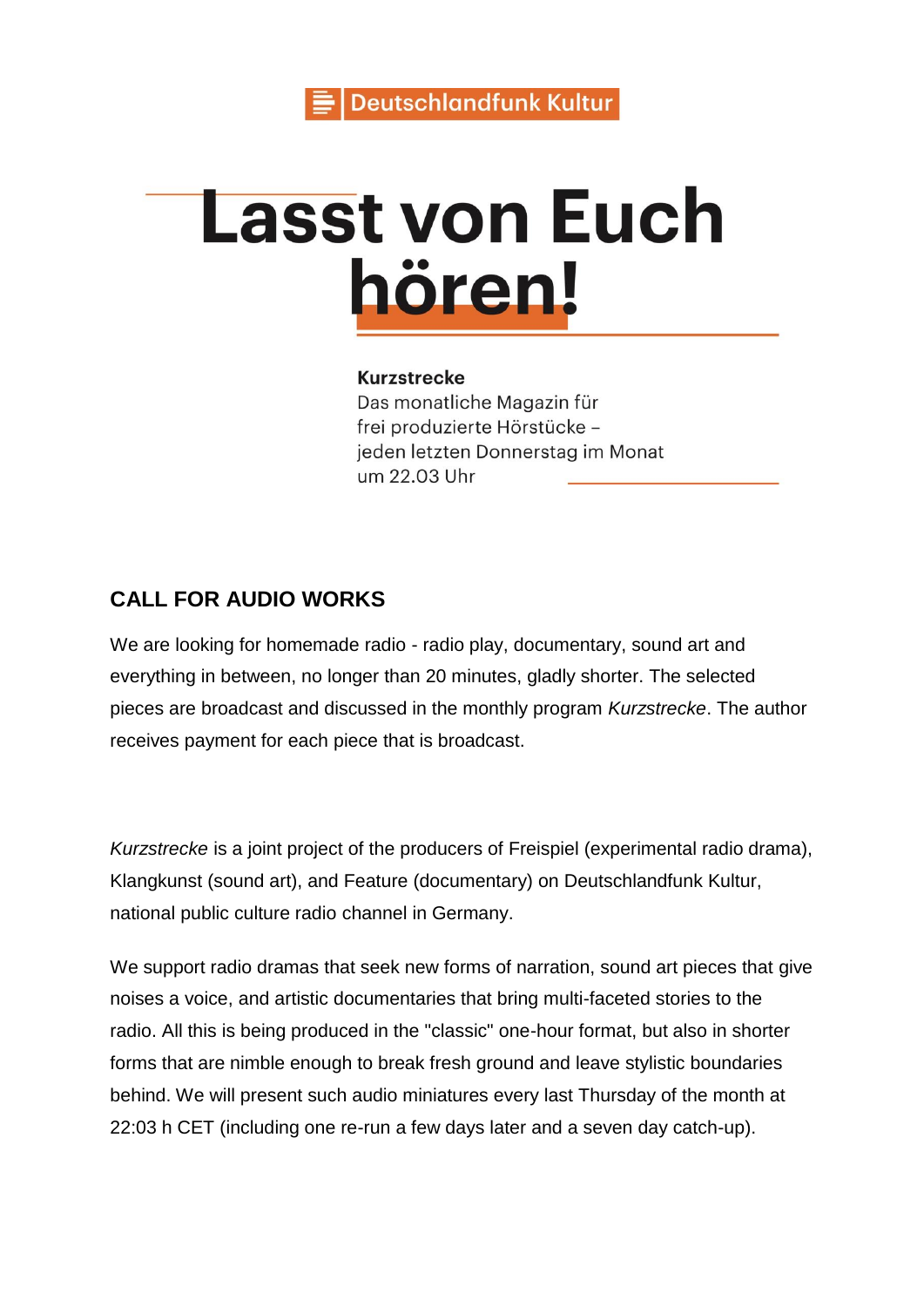Deutschlandfunk Kultur

# Lasst von Euch hören!

**Kurzstrecke**
Das monatliche Magazin für frei produzierte Hörstücke – jeden letzten Donnerstag im Monat um 22.03 Uhr

## CALL FOR AUDIO WORKS

We are looking for homemade radio - radio play, documentary, sound art and everything in between, no longer than 20 minutes, gladly shorter. The selected pieces are broadcast and discussed in the monthly program *Kurzstrecke*. The author receives payment for each piece that is broadcast.

*Kurzstrecke* is a joint project of the producers of Freispiel (experimental radio drama), Klangkunst (sound art), and Feature (documentary) on Deutschlandfunk Kultur, national public culture radio channel in Germany.

We support radio dramas that seek new forms of narration, sound art pieces that give noises a voice, and artistic documentaries that bring multi-faceted stories to the radio. All this is being produced in the "classic" one-hour format, but also in shorter forms that are nimble enough to break fresh ground and leave stylistic boundaries behind. We will present such audio miniatures every last Thursday of the month at 22:03 h CET (including one re-run a few days later and a seven day catch-up).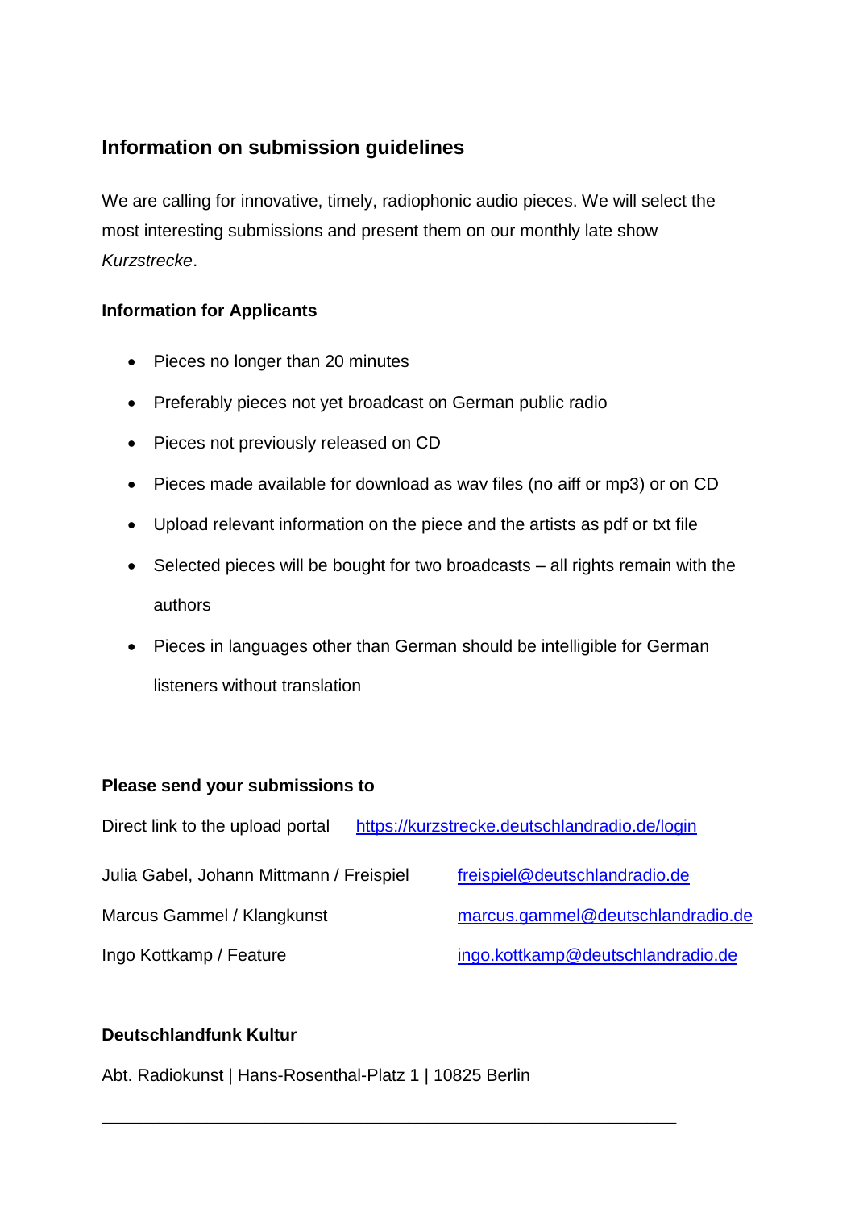## Information on submission guidelines

We are calling for innovative, timely, radiophonic audio pieces. We will select the most interesting submissions and present them on our monthly late show *Kurzstrecke*.

### Information for Applicants

- Pieces no longer than 20 minutes
- Preferably pieces not yet broadcast on German public radio
- Pieces not previously released on CD
- Pieces made available for download as wav files (no aiff or mp3) or on CD
- Upload relevant information on the piece and the artists as pdf or txt file
- Selected pieces will be bought for two broadcasts – all rights remain with the authors
- Pieces in languages other than German should be intelligible for German listeners without translation

### Please send your submissions to

Direct link to the upload portal https://kurzstrecke.deutschlandradio.de/login

| | |
|---|---|
| Julia Gabel, Johann Mittmann / Freispiel | freispiel@deutschlandradio.de |
| Marcus Gammel / Klangkunst | marcus.gammel@deutschlandradio.de |
| Ingo Kottkamp / Feature | ingo.kottkamp@deutschlandradio.de |

**Deutschlandfunk Kultur**

Abt. Radiokunst | Hans-Rosenthal-Platz 1 | 10825 Berlin